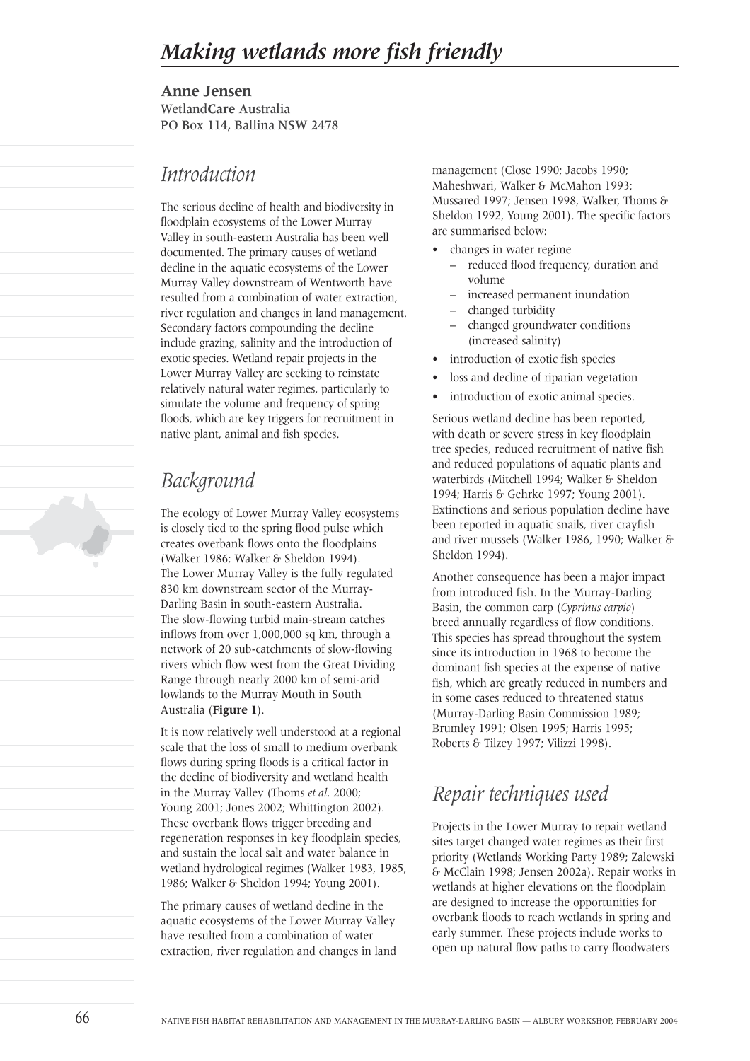# *Making wetlands more fish friendly*

**Anne Jensen**
Wetland**Care** Australia
PO Box 114, Ballina NSW 2478

## *Introduction*

The serious decline of health and biodiversity in floodplain ecosystems of the Lower Murray Valley in south-eastern Australia has been well documented. The primary causes of wetland decline in the aquatic ecosystems of the Lower Murray Valley downstream of Wentworth have resulted from a combination of water extraction, river regulation and changes in land management. Secondary factors compounding the decline include grazing, salinity and the introduction of exotic species. Wetland repair projects in the Lower Murray Valley are seeking to reinstate relatively natural water regimes, particularly to simulate the volume and frequency of spring floods, which are key triggers for recruitment in native plant, animal and fish species.

## *Background*

The ecology of Lower Murray Valley ecosystems is closely tied to the spring flood pulse which creates overbank flows onto the floodplains (Walker 1986; Walker & Sheldon 1994). The Lower Murray Valley is the fully regulated 830 km downstream sector of the Murray-Darling Basin in south-eastern Australia. The slow-flowing turbid main-stream catches inflows from over 1,000,000 sq km, through a network of 20 sub-catchments of slow-flowing rivers which flow west from the Great Dividing Range through nearly 2000 km of semi-arid lowlands to the Murray Mouth in South Australia (**Figure 1**).

It is now relatively well understood at a regional scale that the loss of small to medium overbank flows during spring floods is a critical factor in the decline of biodiversity and wetland health in the Murray Valley (Thoms *et al*. 2000; Young 2001; Jones 2002; Whittington 2002). These overbank flows trigger breeding and regeneration responses in key floodplain species, and sustain the local salt and water balance in wetland hydrological regimes (Walker 1983, 1985, 1986; Walker & Sheldon 1994; Young 2001).

The primary causes of wetland decline in the aquatic ecosystems of the Lower Murray Valley have resulted from a combination of water extraction, river regulation and changes in land management (Close 1990; Jacobs 1990; Maheshwari, Walker & McMahon 1993; Mussared 1997; Jensen 1998, Walker, Thoms & Sheldon 1992, Young 2001). The specific factors are summarised below:

- changes in water regime
  - reduced flood frequency, duration and volume
  - increased permanent inundation
  - changed turbidity
  - changed groundwater conditions (increased salinity)
- introduction of exotic fish species
- loss and decline of riparian vegetation
- introduction of exotic animal species.

Serious wetland decline has been reported, with death or severe stress in key floodplain tree species, reduced recruitment of native fish and reduced populations of aquatic plants and waterbirds (Mitchell 1994; Walker & Sheldon 1994; Harris & Gehrke 1997; Young 2001). Extinctions and serious population decline have been reported in aquatic snails, river crayfish and river mussels (Walker 1986, 1990; Walker & Sheldon 1994).

Another consequence has been a major impact from introduced fish. In the Murray-Darling Basin, the common carp (*Cyprinus carpio*) breed annually regardless of flow conditions. This species has spread throughout the system since its introduction in 1968 to become the dominant fish species at the expense of native fish, which are greatly reduced in numbers and in some cases reduced to threatened status (Murray-Darling Basin Commission 1989; Brumley 1991; Olsen 1995; Harris 1995; Roberts & Tilzey 1997; Vilizzi 1998).

## *Repair techniques used*

Projects in the Lower Murray to repair wetland sites target changed water regimes as their first priority (Wetlands Working Party 1989; Zalewski & McClain 1998; Jensen 2002a). Repair works in wetlands at higher elevations on the floodplain are designed to increase the opportunities for overbank floods to reach wetlands in spring and early summer. These projects include works to open up natural flow paths to carry floodwaters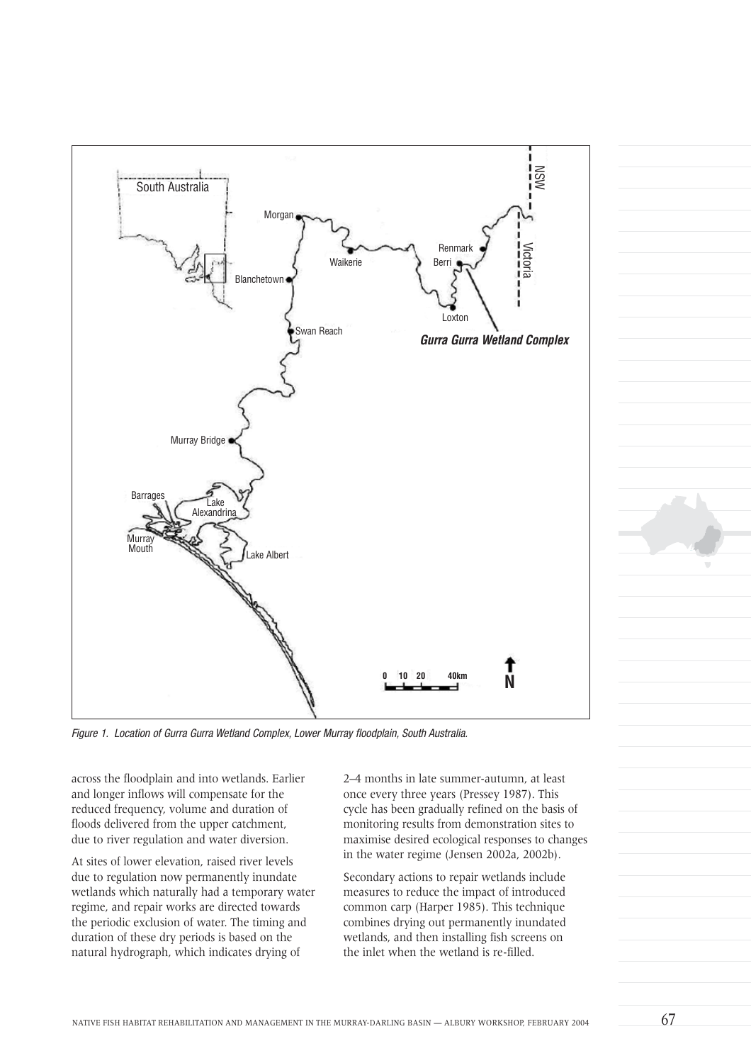Figure 1. Location of Gurra Gurra Wetland Complex, Lower Murray floodplain, South Australia.

across the floodplain and into wetlands. Earlier and longer inflows will compensate for the reduced frequency, volume and duration of floods delivered from the upper catchment, due to river regulation and water diversion.

At sites of lower elevation, raised river levels due to regulation now permanently inundate wetlands which naturally had a temporary water regime, and repair works are directed towards the periodic exclusion of water. The timing and duration of these dry periods is based on the natural hydrograph, which indicates drying of 2–4 months in late summer-autumn, at least once every three years (Pressey 1987). This cycle has been gradually refined on the basis of monitoring results from demonstration sites to maximise desired ecological responses to changes in the water regime (Jensen 2002a, 2002b).

Secondary actions to repair wetlands include measures to reduce the impact of introduced common carp (Harper 1985). This technique combines drying out permanently inundated wetlands, and then installing fish screens on the inlet when the wetland is re-filled.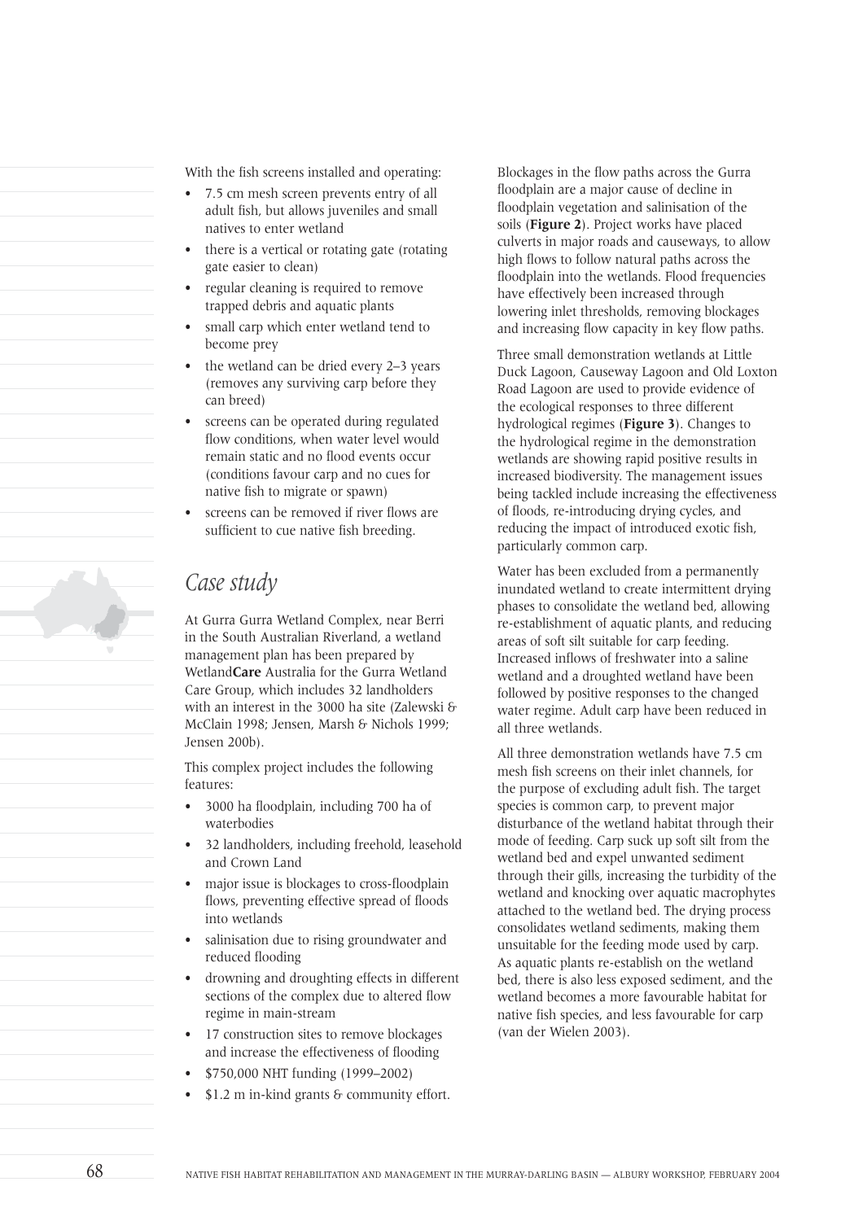With the fish screens installed and operating:

- 7.5 cm mesh screen prevents entry of all adult fish, but allows juveniles and small natives to enter wetland
- there is a vertical or rotating gate (rotating gate easier to clean)
- regular cleaning is required to remove trapped debris and aquatic plants
- small carp which enter wetland tend to become prey
- the wetland can be dried every 2–3 years (removes any surviving carp before they can breed)
- screens can be operated during regulated flow conditions, when water level would remain static and no flood events occur (conditions favour carp and no cues for native fish to migrate or spawn)
- screens can be removed if river flows are sufficient to cue native fish breeding.

## *Case study*

At Gurra Gurra Wetland Complex, near Berri in the South Australian Riverland, a wetland management plan has been prepared by Wetland**Care** Australia for the Gurra Wetland Care Group, which includes 32 landholders with an interest in the 3000 ha site (Zalewski & McClain 1998; Jensen, Marsh & Nichols 1999; Jensen 200b).

This complex project includes the following features:

- 3000 ha floodplain, including 700 ha of waterbodies
- 32 landholders, including freehold, leasehold and Crown Land
- major issue is blockages to cross-floodplain flows, preventing effective spread of floods into wetlands
- salinisation due to rising groundwater and reduced flooding
- drowning and droughting effects in different sections of the complex due to altered flow regime in main-stream
- 17 construction sites to remove blockages and increase the effectiveness of flooding
- $750,000 NHT funding (1999–2002)
- $1.2 m in-kind grants & community effort.

Blockages in the flow paths across the Gurra floodplain are a major cause of decline in floodplain vegetation and salinisation of the soils (**Figure 2**). Project works have placed culverts in major roads and causeways, to allow high flows to follow natural paths across the floodplain into the wetlands. Flood frequencies have effectively been increased through lowering inlet thresholds, removing blockages and increasing flow capacity in key flow paths.

Three small demonstration wetlands at Little Duck Lagoon, Causeway Lagoon and Old Loxton Road Lagoon are used to provide evidence of the ecological responses to three different hydrological regimes (**Figure 3**). Changes to the hydrological regime in the demonstration wetlands are showing rapid positive results in increased biodiversity. The management issues being tackled include increasing the effectiveness of floods, re-introducing drying cycles, and reducing the impact of introduced exotic fish, particularly common carp.

Water has been excluded from a permanently inundated wetland to create intermittent drying phases to consolidate the wetland bed, allowing re-establishment of aquatic plants, and reducing areas of soft silt suitable for carp feeding. Increased inflows of freshwater into a saline wetland and a droughted wetland have been followed by positive responses to the changed water regime. Adult carp have been reduced in all three wetlands.

All three demonstration wetlands have 7.5 cm mesh fish screens on their inlet channels, for the purpose of excluding adult fish. The target species is common carp, to prevent major disturbance of the wetland habitat through their mode of feeding. Carp suck up soft silt from the wetland bed and expel unwanted sediment through their gills, increasing the turbidity of the wetland and knocking over aquatic macrophytes attached to the wetland bed. The drying process consolidates wetland sediments, making them unsuitable for the feeding mode used by carp. As aquatic plants re-establish on the wetland bed, there is also less exposed sediment, and the wetland becomes a more favourable habitat for native fish species, and less favourable for carp (van der Wielen 2003).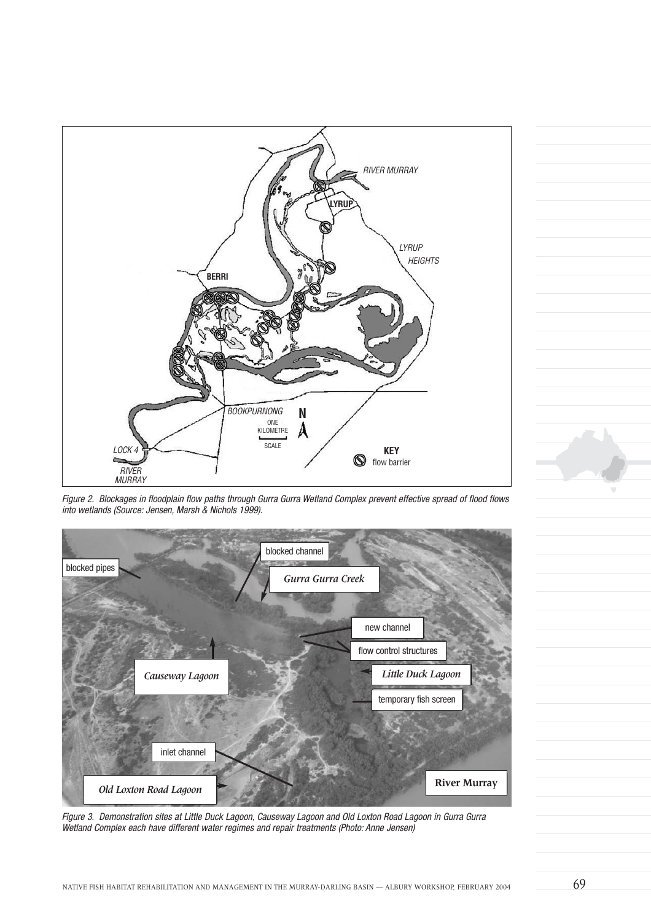Figure 2. Blockages in floodplain flow paths through Gurra Gurra Wetland Complex prevent effective spread of flood flows into wetlands (Source: Jensen, Marsh & Nichols 1999).

Figure 3. Demonstration sites at Little Duck Lagoon, Causeway Lagoon and Old Loxton Road Lagoon in Gurra Gurra Wetland Complex each have different water regimes and repair treatments (Photo: Anne Jensen)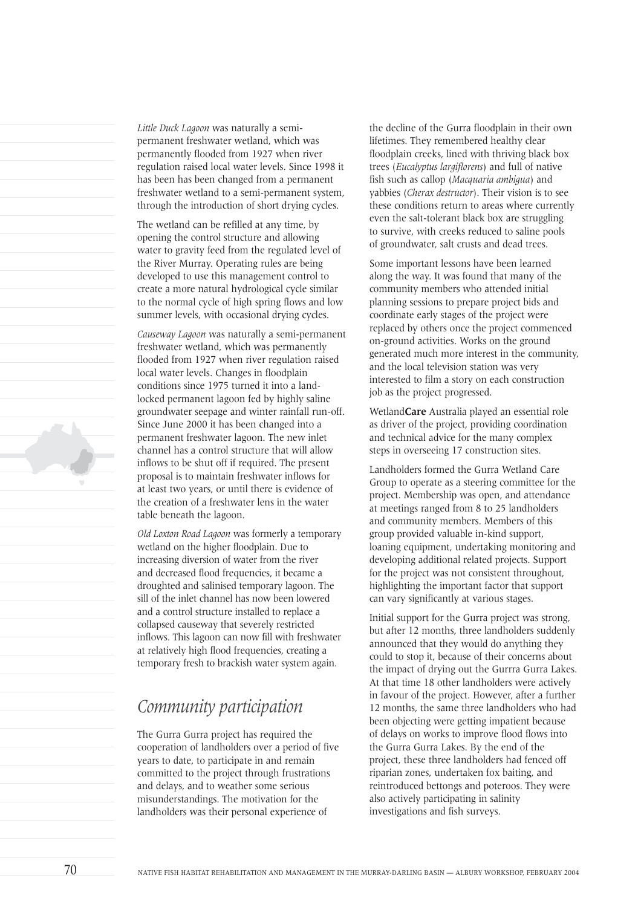*Little Duck Lagoon* was naturally a semi-permanent freshwater wetland, which was permanently flooded from 1927 when river regulation raised local water levels. Since 1998 it has been has been changed from a permanent freshwater wetland to a semi-permanent system, through the introduction of short drying cycles.

The wetland can be refilled at any time, by opening the control structure and allowing water to gravity feed from the regulated level of the River Murray. Operating rules are being developed to use this management control to create a more natural hydrological cycle similar to the normal cycle of high spring flows and low summer levels, with occasional drying cycles.

*Causeway Lagoon* was naturally a semi-permanent freshwater wetland, which was permanently flooded from 1927 when river regulation raised local water levels. Changes in floodplain conditions since 1975 turned it into a land-locked permanent lagoon fed by highly saline groundwater seepage and winter rainfall run-off. Since June 2000 it has been changed into a permanent freshwater lagoon. The new inlet channel has a control structure that will allow inflows to be shut off if required. The present proposal is to maintain freshwater inflows for at least two years, or until there is evidence of the creation of a freshwater lens in the water table beneath the lagoon.

*Old Loxton Road Lagoon* was formerly a temporary wetland on the higher floodplain. Due to increasing diversion of water from the river and decreased flood frequencies, it became a droughted and salinised temporary lagoon. The sill of the inlet channel has now been lowered and a control structure installed to replace a collapsed causeway that severely restricted inflows. This lagoon can now fill with freshwater at relatively high flood frequencies, creating a temporary fresh to brackish water system again.

## Community participation

The Gurra Gurra project has required the cooperation of landholders over a period of five years to date, to participate in and remain committed to the project through frustrations and delays, and to weather some serious misunderstandings. The motivation for the landholders was their personal experience of the decline of the Gurra floodplain in their own lifetimes. They remembered healthy clear floodplain creeks, lined with thriving black box trees (*Eucalyptus largiflorens*) and full of native fish such as callop (*Macquaria ambigua*) and yabbies (*Cherax destructor*). Their vision is to see these conditions return to areas where currently even the salt-tolerant black box are struggling to survive, with creeks reduced to saline pools of groundwater, salt crusts and dead trees.

Some important lessons have been learned along the way. It was found that many of the community members who attended initial planning sessions to prepare project bids and coordinate early stages of the project were replaced by others once the project commenced on-ground activities. Works on the ground generated much more interest in the community, and the local television station was very interested to film a story on each construction job as the project progressed.

Wetland**Care** Australia played an essential role as driver of the project, providing coordination and technical advice for the many complex steps in overseeing 17 construction sites.

Landholders formed the Gurra Wetland Care Group to operate as a steering committee for the project. Membership was open, and attendance at meetings ranged from 8 to 25 landholders and community members. Members of this group provided valuable in-kind support, loaning equipment, undertaking monitoring and developing additional related projects. Support for the project was not consistent throughout, highlighting the important factor that support can vary significantly at various stages.

Initial support for the Gurra project was strong, but after 12 months, three landholders suddenly announced that they would do anything they could to stop it, because of their concerns about the impact of drying out the Gurrra Gurra Lakes. At that time 18 other landholders were actively in favour of the project. However, after a further 12 months, the same three landholders who had been objecting were getting impatient because of delays on works to improve flood flows into the Gurra Gurra Lakes. By the end of the project, these three landholders had fenced off riparian zones, undertaken fox baiting, and reintroduced bettongs and poteroos. They were also actively participating in salinity investigations and fish surveys.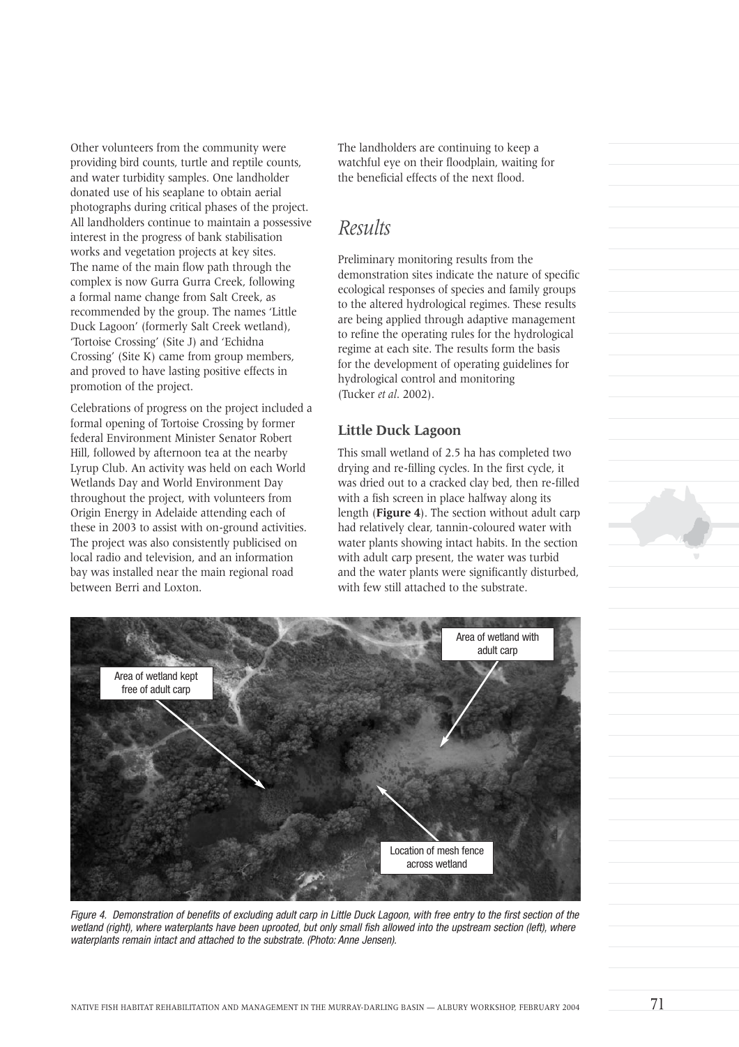Other volunteers from the community were providing bird counts, turtle and reptile counts, and water turbidity samples. One landholder donated use of his seaplane to obtain aerial photographs during critical phases of the project. All landholders continue to maintain a possessive interest in the progress of bank stabilisation works and vegetation projects at key sites. The name of the main flow path through the complex is now Gurra Gurra Creek, following a formal name change from Salt Creek, as recommended by the group. The names 'Little Duck Lagoon' (formerly Salt Creek wetland), 'Tortoise Crossing' (Site J) and 'Echidna Crossing' (Site K) came from group members, and proved to have lasting positive effects in promotion of the project.

Celebrations of progress on the project included a formal opening of Tortoise Crossing by former federal Environment Minister Senator Robert Hill, followed by afternoon tea at the nearby Lyrup Club. An activity was held on each World Wetlands Day and World Environment Day throughout the project, with volunteers from Origin Energy in Adelaide attending each of these in 2003 to assist with on-ground activities. The project was also consistently publicised on local radio and television, and an information bay was installed near the main regional road between Berri and Loxton.

The landholders are continuing to keep a watchful eye on their floodplain, waiting for the beneficial effects of the next flood.

## *Results*

Preliminary monitoring results from the demonstration sites indicate the nature of specific ecological responses of species and family groups to the altered hydrological regimes. These results are being applied through adaptive management to refine the operating rules for the hydrological regime at each site. The results form the basis for the development of operating guidelines for hydrological control and monitoring (Tucker *et al.* 2002).

### Little Duck Lagoon

This small wetland of 2.5 ha has completed two drying and re-filling cycles. In the first cycle, it was dried out to a cracked clay bed, then re-filled with a fish screen in place halfway along its length (**Figure 4**). The section without adult carp had relatively clear, tannin-coloured water with water plants showing intact habits. In the section with adult carp present, the water was turbid and the water plants were significantly disturbed, with few still attached to the substrate.

Area of wetland with adult carp

Area of wetland kept free of adult carp

Location of mesh fence across wetland

*Figure 4. Demonstration of benefits of excluding adult carp in Little Duck Lagoon, with free entry to the first section of the wetland (right), where waterplants have been uprooted, but only small fish allowed into the upstream section (left), where waterplants remain intact and attached to the substrate. (Photo: Anne Jensen).*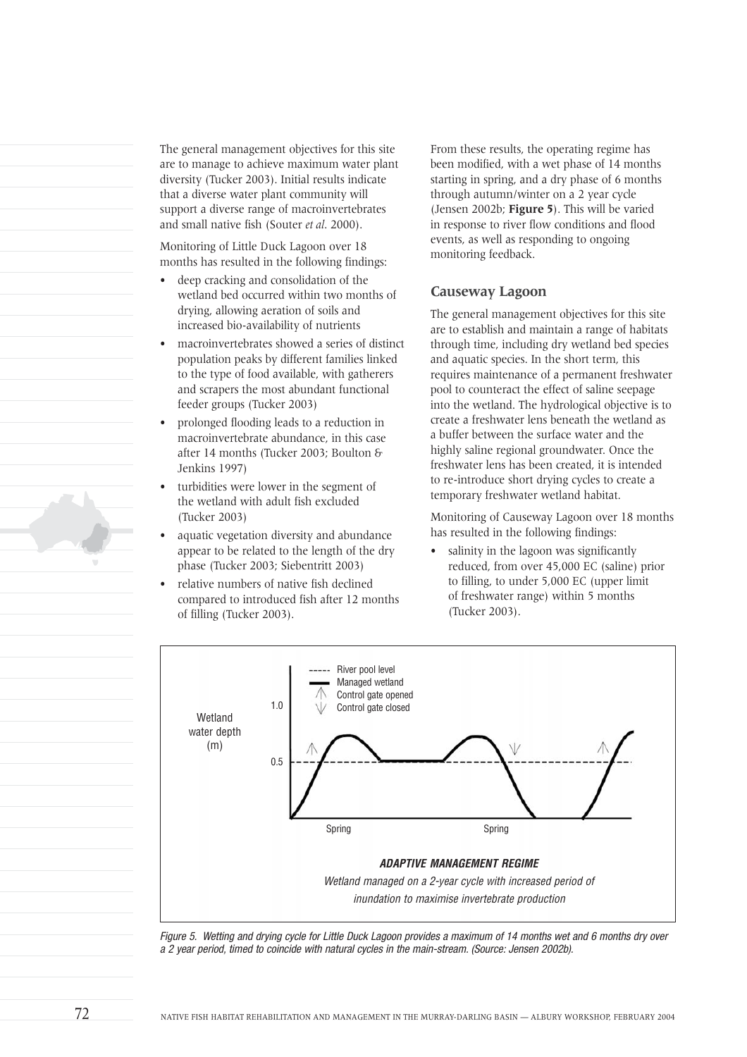The general management objectives for this site are to manage to achieve maximum water plant diversity (Tucker 2003). Initial results indicate that a diverse water plant community will support a diverse range of macroinvertebrates and small native fish (Souter *et al*. 2000).

Monitoring of Little Duck Lagoon over 18 months has resulted in the following findings:

- deep cracking and consolidation of the wetland bed occurred within two months of drying, allowing aeration of soils and increased bio-availability of nutrients
- macroinvertebrates showed a series of distinct population peaks by different families linked to the type of food available, with gatherers and scrapers the most abundant functional feeder groups (Tucker 2003)
- prolonged flooding leads to a reduction in macroinvertebrate abundance, in this case after 14 months (Tucker 2003; Boulton & Jenkins 1997)
- turbidities were lower in the segment of the wetland with adult fish excluded (Tucker 2003)
- aquatic vegetation diversity and abundance appear to be related to the length of the dry phase (Tucker 2003; Siebentritt 2003)
- relative numbers of native fish declined compared to introduced fish after 12 months of filling (Tucker 2003).

From these results, the operating regime has been modified, with a wet phase of 14 months starting in spring, and a dry phase of 6 months through autumn/winter on a 2 year cycle (Jensen 2002b; **Figure 5**). This will be varied in response to river flow conditions and flood events, as well as responding to ongoing monitoring feedback.

### Causeway Lagoon

The general management objectives for this site are to establish and maintain a range of habitats through time, including dry wetland bed species and aquatic species. In the short term, this requires maintenance of a permanent freshwater pool to counteract the effect of saline seepage into the wetland. The hydrological objective is to create a freshwater lens beneath the wetland as a buffer between the surface water and the highly saline regional groundwater. Once the freshwater lens has been created, it is intended to re-introduce short drying cycles to create a temporary freshwater wetland habitat.

Monitoring of Causeway Lagoon over 18 months has resulted in the following findings:

- salinity in the lagoon was significantly reduced, from over 45,000 EC (saline) prior to filling, to under 5,000 EC (upper limit of freshwater range) within 5 months (Tucker 2003).

Wetland water depth (m)

1.0

0.5

River pool level
Managed wetland
Control gate opened
Control gate closed

Spring

Spring

***ADAPTIVE MANAGEMENT REGIME***

*Wetland managed on a 2-year cycle with increased period of inundation to maximise invertebrate production*

*Figure 5. Wetting and drying cycle for Little Duck Lagoon provides a maximum of 14 months wet and 6 months dry over a 2 year period, timed to coincide with natural cycles in the main-stream. (Source: Jensen 2002b).*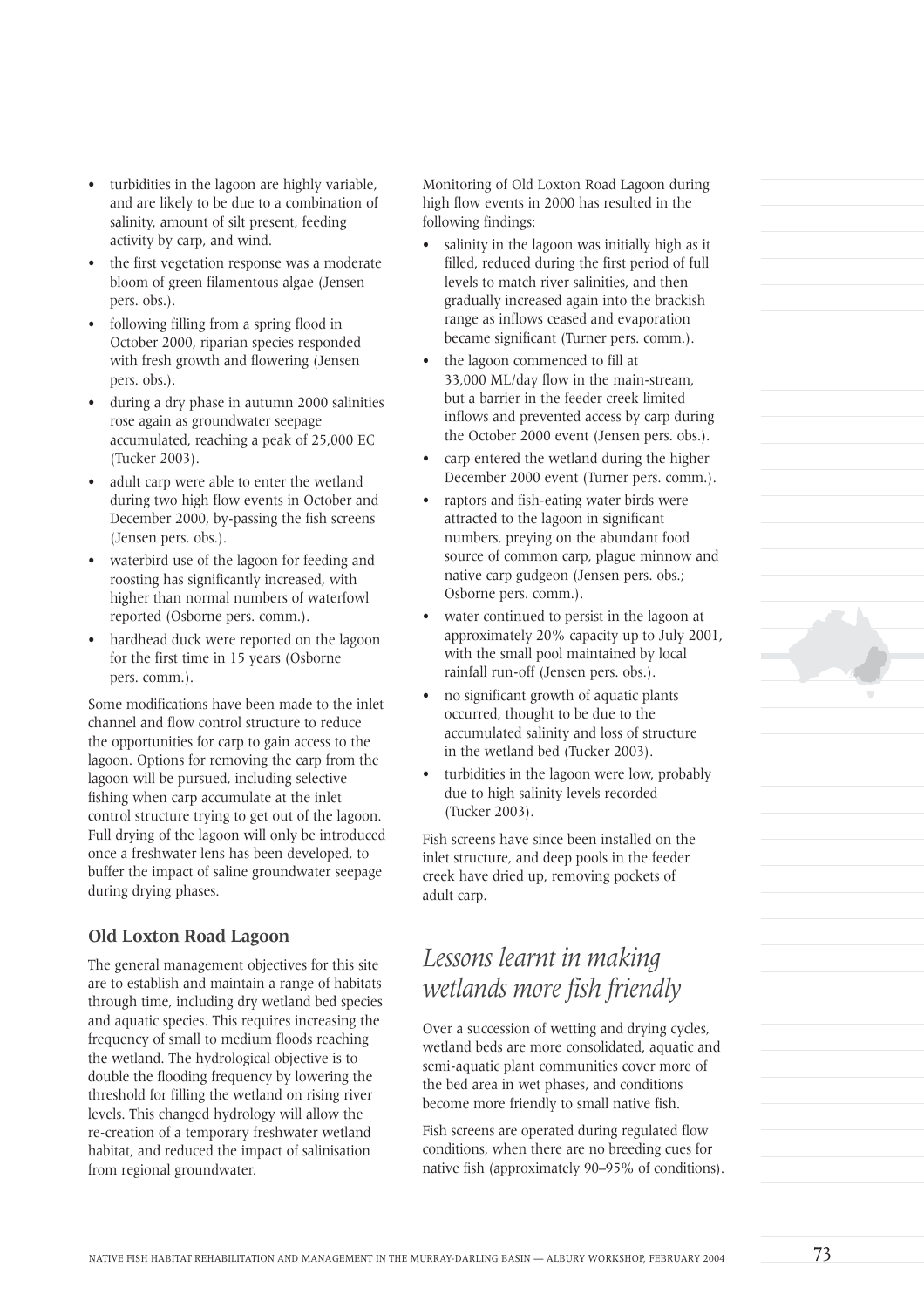- turbidities in the lagoon are highly variable, and are likely to be due to a combination of salinity, amount of silt present, feeding activity by carp, and wind.
- the first vegetation response was a moderate bloom of green filamentous algae (Jensen pers. obs.).
- following filling from a spring flood in October 2000, riparian species responded with fresh growth and flowering (Jensen pers. obs.).
- during a dry phase in autumn 2000 salinities rose again as groundwater seepage accumulated, reaching a peak of 25,000 EC (Tucker 2003).
- adult carp were able to enter the wetland during two high flow events in October and December 2000, by-passing the fish screens (Jensen pers. obs.).
- waterbird use of the lagoon for feeding and roosting has significantly increased, with higher than normal numbers of waterfowl reported (Osborne pers. comm.).
- hardhead duck were reported on the lagoon for the first time in 15 years (Osborne pers. comm.).

Some modifications have been made to the inlet channel and flow control structure to reduce the opportunities for carp to gain access to the lagoon. Options for removing the carp from the lagoon will be pursued, including selective fishing when carp accumulate at the inlet control structure trying to get out of the lagoon. Full drying of the lagoon will only be introduced once a freshwater lens has been developed, to buffer the impact of saline groundwater seepage during drying phases.

### Old Loxton Road Lagoon

The general management objectives for this site are to establish and maintain a range of habitats through time, including dry wetland bed species and aquatic species. This requires increasing the frequency of small to medium floods reaching the wetland. The hydrological objective is to double the flooding frequency by lowering the threshold for filling the wetland on rising river levels. This changed hydrology will allow the re-creation of a temporary freshwater wetland habitat, and reduced the impact of salinisation from regional groundwater.

Monitoring of Old Loxton Road Lagoon during high flow events in 2000 has resulted in the following findings:

- salinity in the lagoon was initially high as it filled, reduced during the first period of full levels to match river salinities, and then gradually increased again into the brackish range as inflows ceased and evaporation became significant (Turner pers. comm.).
- the lagoon commenced to fill at 33,000 ML/day flow in the main-stream, but a barrier in the feeder creek limited inflows and prevented access by carp during the October 2000 event (Jensen pers. obs.).
- carp entered the wetland during the higher December 2000 event (Turner pers. comm.).
- raptors and fish-eating water birds were attracted to the lagoon in significant numbers, preying on the abundant food source of common carp, plague minnow and native carp gudgeon (Jensen pers. obs.; Osborne pers. comm.).
- water continued to persist in the lagoon at approximately 20% capacity up to July 2001, with the small pool maintained by local rainfall run-off (Jensen pers. obs.).
- no significant growth of aquatic plants occurred, thought to be due to the accumulated salinity and loss of structure in the wetland bed (Tucker 2003).
- turbidities in the lagoon were low, probably due to high salinity levels recorded (Tucker 2003).

Fish screens have since been installed on the inlet structure, and deep pools in the feeder creek have dried up, removing pockets of adult carp.

## *Lessons learnt in making wetlands more fish friendly*

Over a succession of wetting and drying cycles, wetland beds are more consolidated, aquatic and semi-aquatic plant communities cover more of the bed area in wet phases, and conditions become more friendly to small native fish.

Fish screens are operated during regulated flow conditions, when there are no breeding cues for native fish (approximately 90–95% of conditions).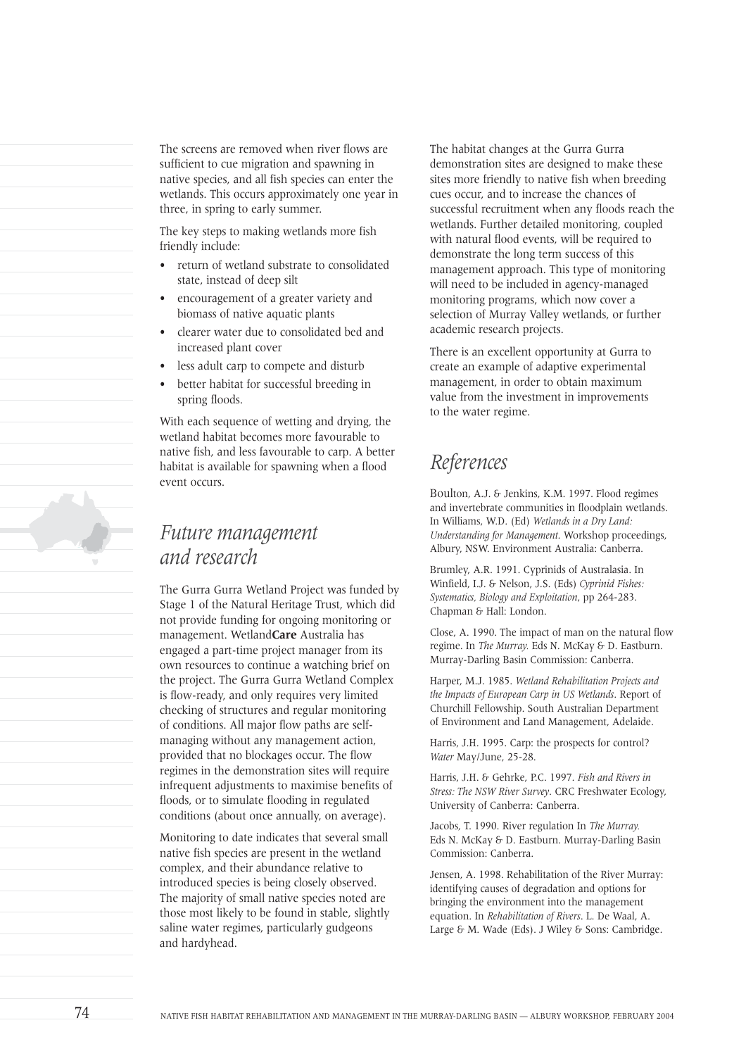The screens are removed when river flows are sufficient to cue migration and spawning in native species, and all fish species can enter the wetlands. This occurs approximately one year in three, in spring to early summer.

The key steps to making wetlands more fish friendly include:

- return of wetland substrate to consolidated state, instead of deep silt
- encouragement of a greater variety and biomass of native aquatic plants
- clearer water due to consolidated bed and increased plant cover
- less adult carp to compete and disturb
- better habitat for successful breeding in spring floods.

With each sequence of wetting and drying, the wetland habitat becomes more favourable to native fish, and less favourable to carp. A better habitat is available for spawning when a flood event occurs.

## *Future management and research*

The Gurra Gurra Wetland Project was funded by Stage 1 of the Natural Heritage Trust, which did not provide funding for ongoing monitoring or management. Wetland**Care** Australia has engaged a part-time project manager from its own resources to continue a watching brief on the project. The Gurra Gurra Wetland Complex is flow-ready, and only requires very limited checking of structures and regular monitoring of conditions. All major flow paths are self-managing without any management action, provided that no blockages occur. The flow regimes in the demonstration sites will require infrequent adjustments to maximise benefits of floods, or to simulate flooding in regulated conditions (about once annually, on average).

Monitoring to date indicates that several small native fish species are present in the wetland complex, and their abundance relative to introduced species is being closely observed. The majority of small native species noted are those most likely to be found in stable, slightly saline water regimes, particularly gudgeons and hardyhead.

The habitat changes at the Gurra Gurra demonstration sites are designed to make these sites more friendly to native fish when breeding cues occur, and to increase the chances of successful recruitment when any floods reach the wetlands. Further detailed monitoring, coupled with natural flood events, will be required to demonstrate the long term success of this management approach. This type of monitoring will need to be included in agency-managed monitoring programs, which now cover a selection of Murray Valley wetlands, or further academic research projects.

There is an excellent opportunity at Gurra to create an example of adaptive experimental management, in order to obtain maximum value from the investment in improvements to the water regime.

## *References*

Boulton, A.J. & Jenkins, K.M. 1997. Flood regimes and invertebrate communities in floodplain wetlands. In Williams, W.D. (Ed) *Wetlands in a Dry Land: Understanding for Management*. Workshop proceedings, Albury, NSW. Environment Australia: Canberra.

Brumley, A.R. 1991. Cyprinids of Australasia. In Winfield, I.J. & Nelson, J.S. (Eds) *Cyprinid Fishes: Systematics, Biology and Exploitation*, pp 264-283. Chapman & Hall: London.

Close, A. 1990. The impact of man on the natural flow regime. In *The Murray.* Eds N. McKay & D. Eastburn. Murray-Darling Basin Commission: Canberra.

Harper, M.J. 1985. *Wetland Rehabilitation Projects and the Impacts of European Carp in US Wetlands*. Report of Churchill Fellowship. South Australian Department of Environment and Land Management, Adelaide.

Harris, J.H. 1995. Carp: the prospects for control? *Water* May/June, 25-28.

Harris, J.H. & Gehrke, P.C. 1997. *Fish and Rivers in Stress: The NSW River Survey*. CRC Freshwater Ecology, University of Canberra: Canberra.

Jacobs, T. 1990. River regulation In *The Murray.* Eds N. McKay & D. Eastburn. Murray-Darling Basin Commission: Canberra.

Jensen, A. 1998. Rehabilitation of the River Murray: identifying causes of degradation and options for bringing the environment into the management equation. In *Rehabilitation of Rivers*. L. De Waal, A. Large & M. Wade (Eds). J Wiley & Sons: Cambridge.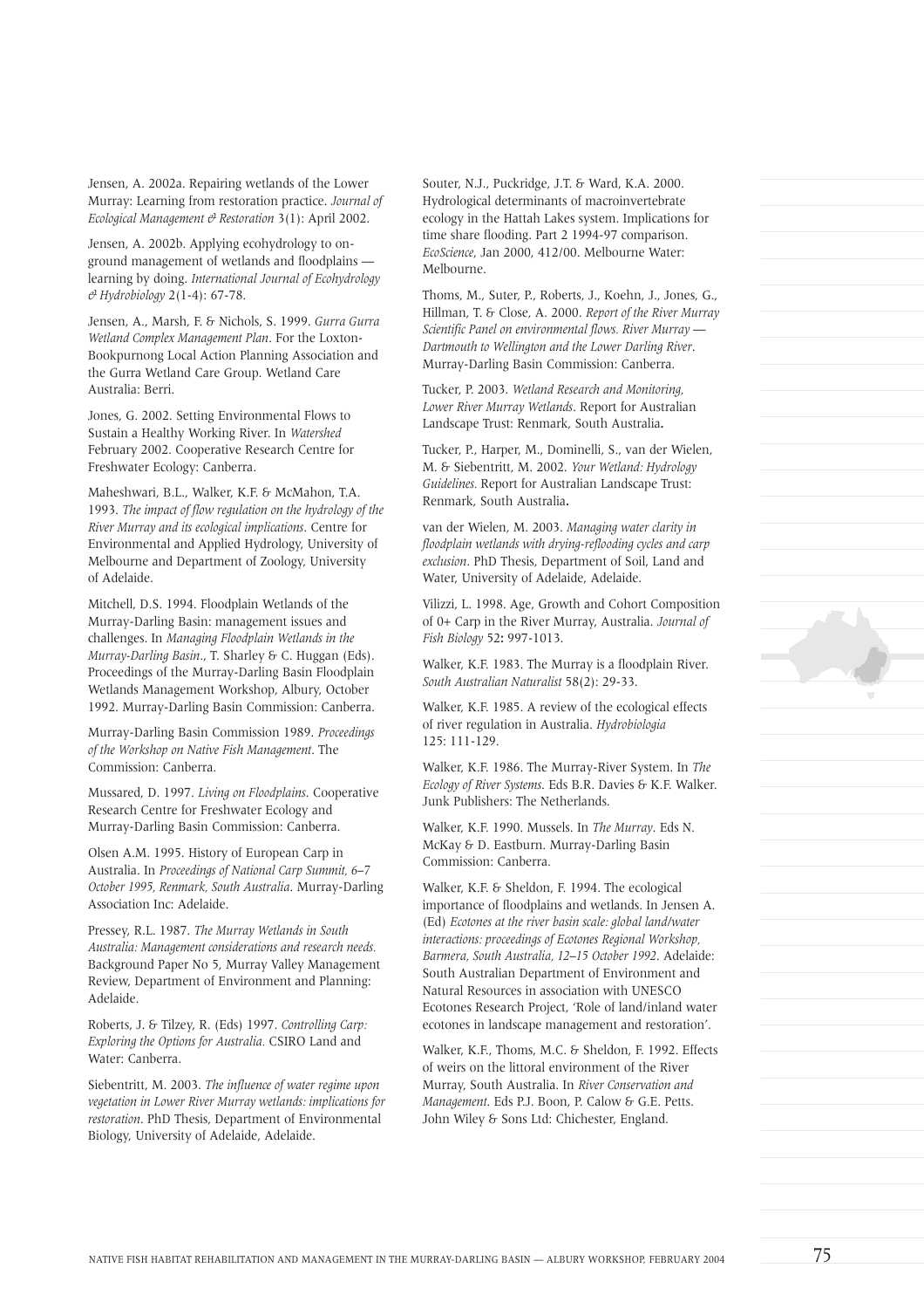Jensen, A. 2002a. Repairing wetlands of the Lower Murray: Learning from restoration practice. *Journal of Ecological Management & Restoration* 3(1): April 2002.

Jensen, A. 2002b. Applying ecohydrology to on-ground management of wetlands and floodplains — learning by doing. *International Journal of Ecohydrology & Hydrobiology* 2(1-4): 67-78.

Jensen, A., Marsh, F. & Nichols, S. 1999. *Gurra Gurra Wetland Complex Management Plan*. For the Loxton-Bookpurnong Local Action Planning Association and the Gurra Wetland Care Group. Wetland Care Australia: Berri.

Jones, G. 2002. Setting Environmental Flows to Sustain a Healthy Working River. In *Watershed* February 2002. Cooperative Research Centre for Freshwater Ecology: Canberra.

Maheshwari, B.L., Walker, K.F. & McMahon, T.A. 1993. *The impact of flow regulation on the hydrology of the River Murray and its ecological implications*. Centre for Environmental and Applied Hydrology, University of Melbourne and Department of Zoology, University of Adelaide.

Mitchell, D.S. 1994. Floodplain Wetlands of the Murray-Darling Basin: management issues and challenges. In *Managing Floodplain Wetlands in the Murray-Darling Basin*., T. Sharley & C. Huggan (Eds). Proceedings of the Murray-Darling Basin Floodplain Wetlands Management Workshop, Albury, October 1992. Murray-Darling Basin Commission: Canberra.

Murray-Darling Basin Commission 1989. *Proceedings of the Workshop on Native Fish Management*. The Commission: Canberra.

Mussared, D. 1997. *Living on Floodplains*. Cooperative Research Centre for Freshwater Ecology and Murray-Darling Basin Commission: Canberra.

Olsen A.M. 1995. History of European Carp in Australia. In *Proceedings of National Carp Summit, 6–7 October 1995, Renmark, South Australia*. Murray-Darling Association Inc: Adelaide.

Pressey, R.L. 1987. *The Murray Wetlands in South Australia: Management considerations and research needs*. Background Paper No 5, Murray Valley Management Review, Department of Environment and Planning: Adelaide.

Roberts, J. & Tilzey, R. (Eds) 1997. *Controlling Carp: Exploring the Options for Australia*. CSIRO Land and Water: Canberra.

Siebentritt, M. 2003. *The influence of water regime upon vegetation in Lower River Murray wetlands: implications for restoration*. PhD Thesis, Department of Environmental Biology, University of Adelaide, Adelaide.

Souter, N.J., Puckridge, J.T. & Ward, K.A. 2000. Hydrological determinants of macroinvertebrate ecology in the Hattah Lakes system. Implications for time share flooding. Part 2 1994-97 comparison. *EcoScience*, Jan 2000, 412/00. Melbourne Water: Melbourne.

Thoms, M., Suter, P., Roberts, J., Koehn, J., Jones, G., Hillman, T. & Close, A. 2000. *Report of the River Murray Scientific Panel on environmental flows. River Murray — Dartmouth to Wellington and the Lower Darling River*. Murray-Darling Basin Commission: Canberra.

Tucker, P. 2003. *Wetland Research and Monitoring, Lower River Murray Wetlands*. Report for Australian Landscape Trust: Renmark, South Australia.

Tucker, P., Harper, M., Dominelli, S., van der Wielen, M. & Siebentritt, M. 2002. *Your Wetland: Hydrology Guidelines*. Report for Australian Landscape Trust: Renmark, South Australia.

van der Wielen, M. 2003. *Managing water clarity in floodplain wetlands with drying-reflooding cycles and carp exclusion*. PhD Thesis, Department of Soil, Land and Water, University of Adelaide, Adelaide.

Vilizzi, L. 1998. Age, Growth and Cohort Composition of 0+ Carp in the River Murray, Australia. *Journal of Fish Biology* 52**:** 997-1013.

Walker, K.F. 1983. The Murray is a floodplain River. *South Australian Naturalist* 58(2): 29-33.

Walker, K.F. 1985. A review of the ecological effects of river regulation in Australia. *Hydrobiologia* 125: 111-129.

Walker, K.F. 1986. The Murray-River System. In *The Ecology of River Systems*. Eds B.R. Davies & K.F. Walker. Junk Publishers: The Netherlands.

Walker, K.F. 1990. Mussels. In *The Murray*. Eds N. McKay & D. Eastburn. Murray-Darling Basin Commission: Canberra.

Walker, K.F. & Sheldon, F. 1994. The ecological importance of floodplains and wetlands. In Jensen A. (Ed) *Ecotones at the river basin scale: global land/water interactions: proceedings of Ecotones Regional Workshop, Barmera, South Australia, 12–15 October 1992*. Adelaide: South Australian Department of Environment and Natural Resources in association with UNESCO Ecotones Research Project, 'Role of land/inland water ecotones in landscape management and restoration'.

Walker, K.F., Thoms, M.C. & Sheldon, F. 1992. Effects of weirs on the littoral environment of the River Murray, South Australia. In *River Conservation and Management*. Eds P.J. Boon, P. Calow & G.E. Petts. John Wiley & Sons Ltd: Chichester, England.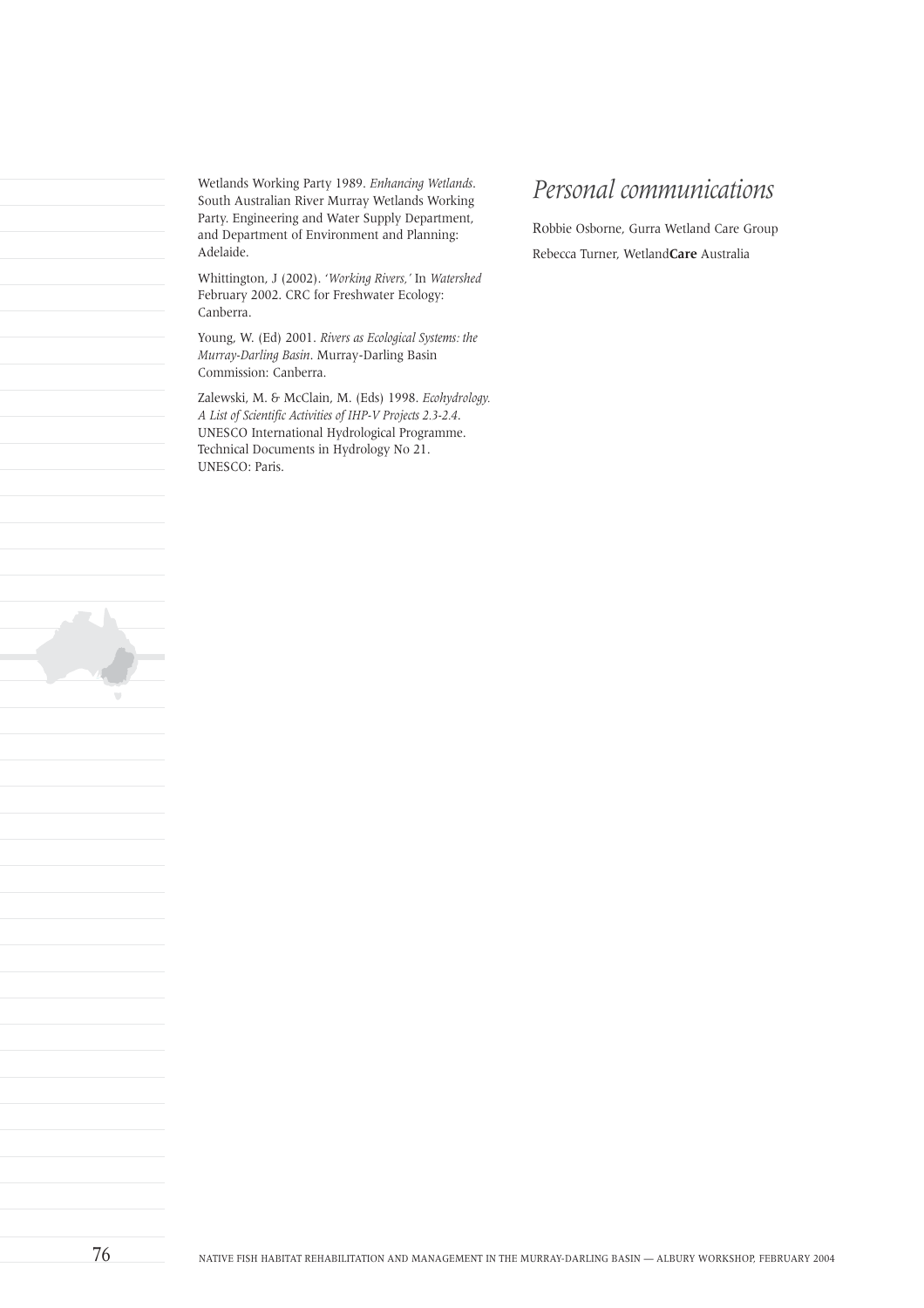Wetlands Working Party 1989. *Enhancing Wetlands*. South Australian River Murray Wetlands Working Party. Engineering and Water Supply Department, and Department of Environment and Planning: Adelaide.

Whittington, J (2002). '*Working Rivers,'* In *Watershed* February 2002. CRC for Freshwater Ecology: Canberra.

Young, W. (Ed) 2001. *Rivers as Ecological Systems: the Murray-Darling Basin*. Murray-Darling Basin Commission: Canberra.

Zalewski, M. & McClain, M. (Eds) 1998. *Ecohydrology. A List of Scientific Activities of IHP-V Projects 2.3-2.4*. UNESCO International Hydrological Programme. Technical Documents in Hydrology No 21. UNESCO: Paris.

# Personal communications

Robbie Osborne, Gurra Wetland Care Group

Rebecca Turner, Wetland**Care** Australia